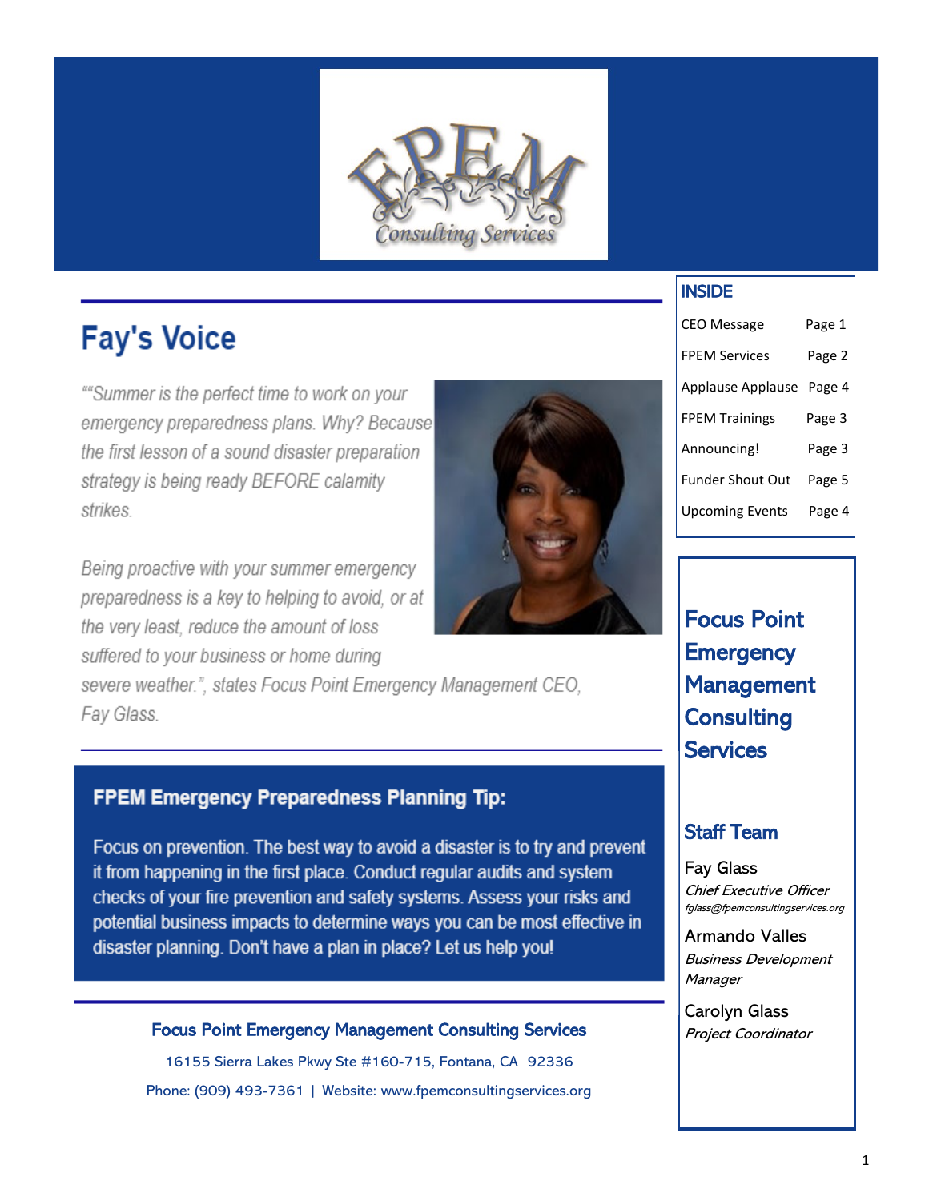# Fay's Voice

*""Summer is the perfect time to work on your emergency preparedness plans. Why? Because the first lesson of a sound disaster preparation strategy is being ready BEFORE calamity strikes.*

*Being proactive with your summer emergency preparedness is a key to helping to avoid, or at the very least, reduce the amount of loss suffered to your business or home during severe weather.", states Focus Point Emergency Management CEO, Fay Glass.*

## FPEM Emergency Preparedness Planning Tip:

Focus on prevention. The best way to avoid a disaster is to try and prevent it from happening in the first place. Conduct regular audits and system checks of your fire prevention and safety systems. Assess your risks and potential business impacts to determine ways you can be most effective in disaster planning. Don't have a plan in place? Let us help you!

**Focus Point Emergency Management Consulting Services**

16155 Sierra Lakes Pkwy Ste #160-715, Fontana, CA 92336

Phone: (909) 493-7361 | Website: www.fpemconsultingservices.org

## INSIDE

| | |
|---|---|
| CEO Message | Page 1 |
| FPEM Services | Page 2 |
| Applause Applause | Page 4 |
| FPEM Trainings | Page 3 |
| Announcing! | Page 3 |
| Funder Shout Out | Page 5 |
| Upcoming Events | Page 4 |

## Focus Point Emergency Management Consulting Services

### Staff Team

Fay Glass
*Chief Executive Officer*
*fglass@fpemconsultingservices.org*

Armando Valles
*Business Development Manager*

Carolyn Glass
*Project Coordinator*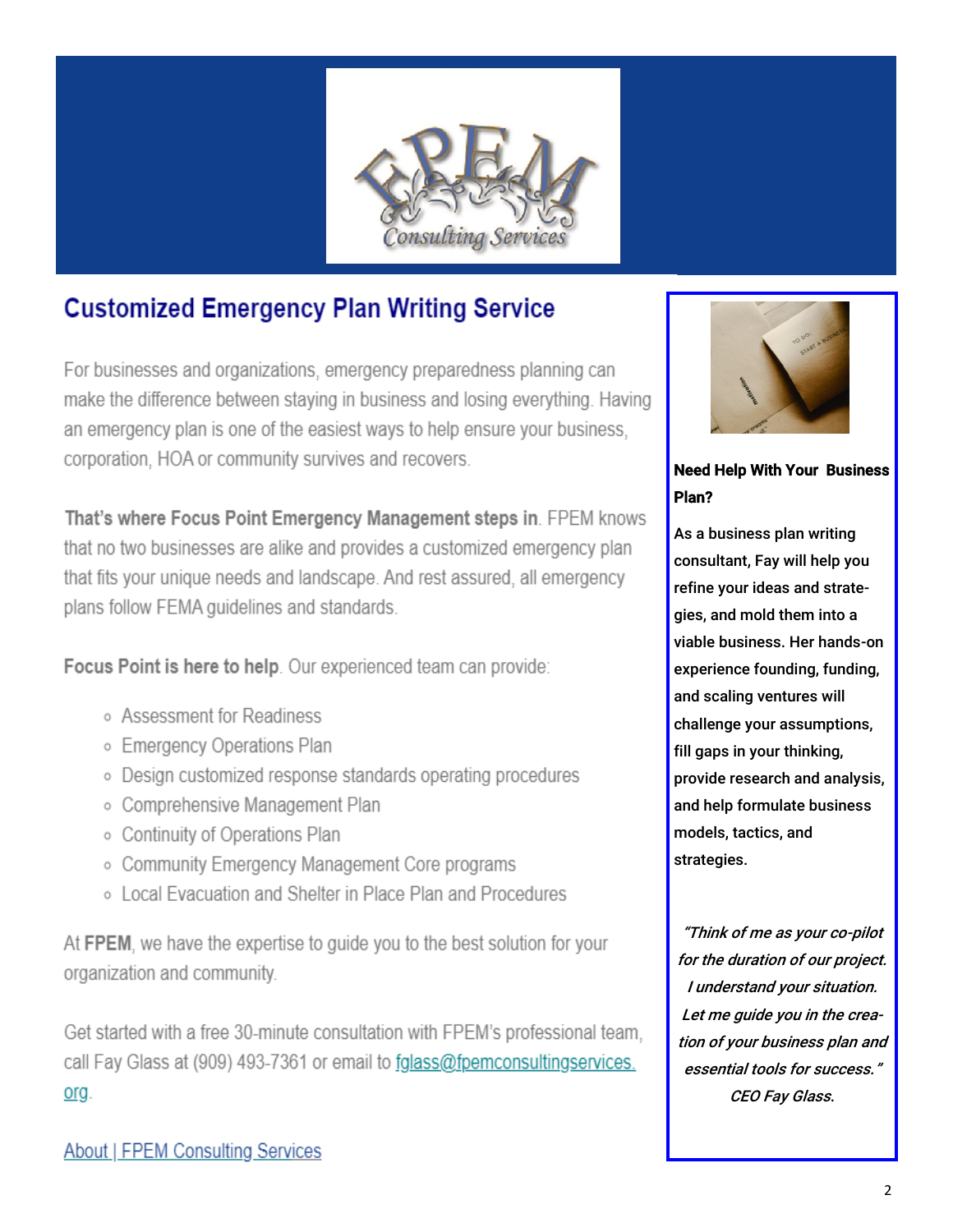## Customized Emergency Plan Writing Service

For businesses and organizations, emergency preparedness planning can make the difference between staying in business and losing everything. Having an emergency plan is one of the easiest ways to help ensure your business, corporation, HOA or community survives and recovers.

**That's where Focus Point Emergency Management steps in**. FPEM knows that no two businesses are alike and provides a customized emergency plan that fits your unique needs and landscape. And rest assured, all emergency plans follow FEMA guidelines and standards.

**Focus Point is here to help**. Our experienced team can provide:

- Assessment for Readiness
- Emergency Operations Plan
- Design customized response standards operating procedures
- Comprehensive Management Plan
- Continuity of Operations Plan
- Community Emergency Management Core programs
- Local Evacuation and Shelter in Place Plan and Procedures

At **FPEM**, we have the expertise to guide you to the best solution for your organization and community.

Get started with a free 30-minute consultation with FPEM's professional team, call Fay Glass at (909) 493-7361 or email to [fglass@fpemconsultingservices.org](mailto:fglass@fpemconsultingservices.org).

[About | FPEM Consulting Services]()

**Need Help With Your Business Plan?**

As a business plan writing consultant, Fay will help you refine your ideas and strategies, and mold them into a viable business. Her hands-on experience founding, funding, and scaling ventures will challenge your assumptions, fill gaps in your thinking, provide research and analysis, and help formulate business models, tactics, and strategies.

*"Think of me as your co-pilot for the duration of our project. I understand your situation. Let me guide you in the creation of your business plan and essential tools for success." CEO Fay Glass.*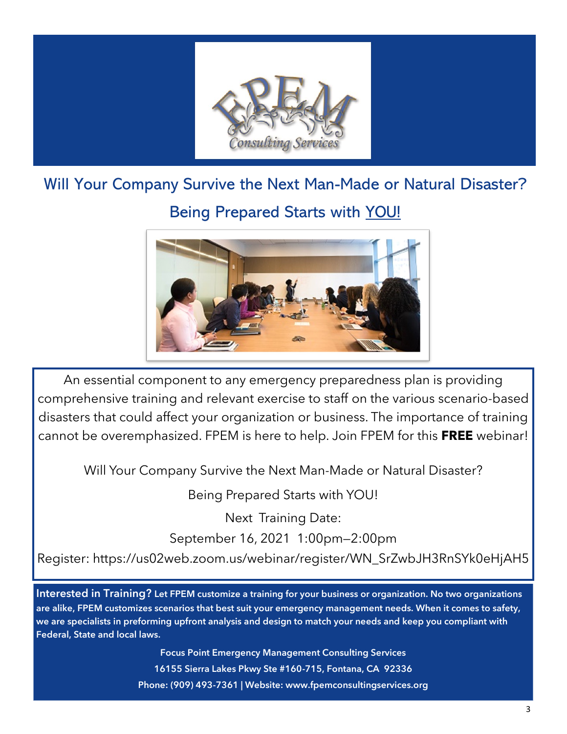## Will Your Company Survive the Next Man-Made or Natural Disaster?

## Being Prepared Starts with YOU!

An essential component to any emergency preparedness plan is providing comprehensive training and relevant exercise to staff on the various scenario-based disasters that could affect your organization or business. The importance of training cannot be overemphasized. FPEM is here to help. Join FPEM for this **FREE** webinar!

Will Your Company Survive the Next Man-Made or Natural Disaster?

Being Prepared Starts with YOU!

Next Training Date:

September 16, 2021 1:00pm—2:00pm

Register: https://us02web.zoom.us/webinar/register/WN_SrZwbJH3RnSYk0eHjAH5

**Interested in Training?** **Let FPEM customize a training for your business or organization. No two organizations are alike, FPEM customizes scenarios that best suit your emergency management needs. When it comes to safety, we are specialists in preforming upfront analysis and design to match your needs and keep you compliant with Federal, State and local laws.**

**Focus Point Emergency Management Consulting Services**

**16155 Sierra Lakes Pkwy Ste #160-715, Fontana, CA 92336**

**Phone: (909) 493-7361 | Website: www.fpemconsultingservices.org**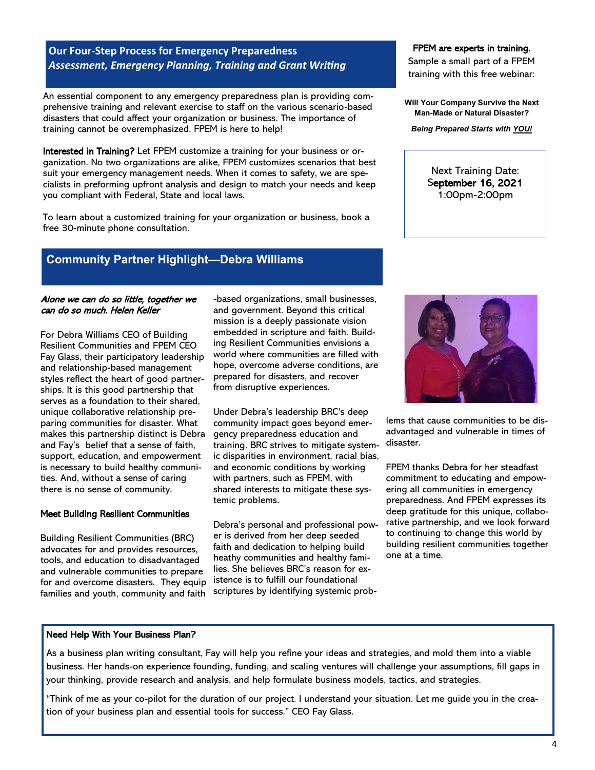## Our Four-Step Process for Emergency Preparedness

***Assessment, Emergency Planning, Training and Grant Writing***

An essential component to any emergency preparedness plan is providing comprehensive training and relevant exercise to staff on the various scenario-based disasters that could affect your organization or business. The importance of training cannot be overemphasized. FPEM is here to help!

**Interested in Training?** Let FPEM customize a training for your business or organization. No two organizations are alike, FPEM customizes scenarios that best suit your emergency management needs. When it comes to safety, we are specialists in preforming upfront analysis and design to match your needs and keep you compliant with Federal, State and local laws.

To learn about a customized training for your organization or business, book a free 30-minute phone consultation.

**FPEM are experts in training.**
Sample a small part of a FPEM training with this free webinar:

**Will Your Company Survive the Next Man-Made or Natural Disaster?**

***Being Prepared Starts with YOU!***

Next Training Date:
**September 16, 2021**
1:00pm-2:00pm

## Community Partner Highlight—Debra Williams

*Alone we can do so little, together we can do so much. Helen Keller*

For Debra Williams CEO of Building Resilient Communities and FPEM CEO Fay Glass, their participatory leadership and relationship-based management styles reflect the heart of good partnerships. It is this good partnership that serves as a foundation to their shared, unique collaborative relationship preparing communities for disaster. What makes this partnership distinct is Debra and Fay's belief that a sense of faith, support, education, and empowerment is necessary to build healthy communities. And, without a sense of caring there is no sense of community.

**Meet Building Resilient Communities**

Building Resilient Communities (BRC) advocates for and provides resources, tools, and education to disadvantaged and vulnerable communities to prepare for and overcome disasters. They equip families and youth, community and faith-based organizations, small businesses, and government. Beyond this critical mission is a deeply passionate vision embedded in scripture and faith. Building Resilient Communities envisions a world where communities are filled with hope, overcome adverse conditions, are prepared for disasters, and recover from disruptive experiences.

Under Debra's leadership BRC's deep community impact goes beyond emergency preparedness education and training. BRC strives to mitigate systemic disparities in environment, racial bias, and economic conditions by working with partners, such as FPEM, with shared interests to mitigate these systemic problems.

Debra's personal and professional power is derived from her deep seeded faith and dedication to helping build heathy communities and healthy families. She believes BRC's reason for existence is to fulfill our foundational scriptures by identifying systemic problems that cause communities to be disadvantaged and vulnerable in times of disaster.

FPEM thanks Debra for her steadfast commitment to educating and empowering all communities in emergency preparedness. And FPEM expresses its deep gratitude for this unique, collaborative partnership, and we look forward to continuing to change this world by building resilient communities together one at a time.

**Need Help With Your Business Plan?**

As a business plan writing consultant, Fay will help you refine your ideas and strategies, and mold them into a viable business. Her hands-on experience founding, funding, and scaling ventures will challenge your assumptions, fill gaps in your thinking, provide research and analysis, and help formulate business models, tactics, and strategies.

"Think of me as your co-pilot for the duration of our project. I understand your situation. Let me guide you in the creation of your business plan and essential tools for success." CEO Fay Glass.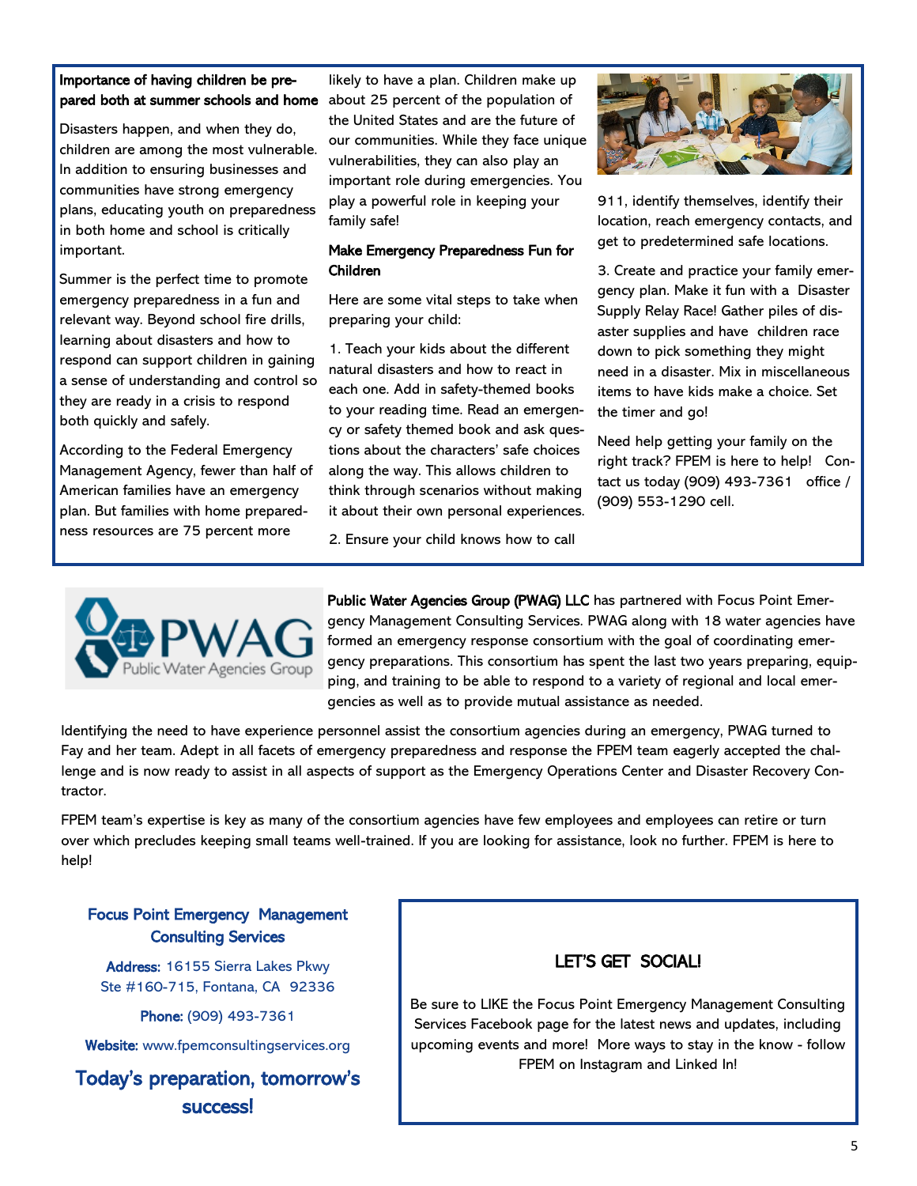**Importance of having children be prepared both at summer schools and home**

Disasters happen, and when they do, children are among the most vulnerable. In addition to ensuring businesses and communities have strong emergency plans, educating youth on preparedness in both home and school is critically important.

Summer is the perfect time to promote emergency preparedness in a fun and relevant way. Beyond school fire drills, learning about disasters and how to respond can support children in gaining a sense of understanding and control so they are ready in a crisis to respond both quickly and safely.

According to the Federal Emergency Management Agency, fewer than half of American families have an emergency plan. But families with home preparedness resources are 75 percent more likely to have a plan. Children make up about 25 percent of the population of the United States and are the future of our communities. While they face unique vulnerabilities, they can also play an important role during emergencies. You play a powerful role in keeping your family safe!

**Make Emergency Preparedness Fun for Children**

Here are some vital steps to take when preparing your child:

1. Teach your kids about the different natural disasters and how to react in each one. Add in safety-themed books to your reading time. Read an emergency or safety themed book and ask questions about the characters' safe choices along the way. This allows children to think through scenarios without making it about their own personal experiences.

2. Ensure your child knows how to call 911, identify themselves, identify their location, reach emergency contacts, and get to predetermined safe locations.

3. Create and practice your family emergency plan. Make it fun with a Disaster Supply Relay Race! Gather piles of disaster supplies and have children race down to pick something they might need in a disaster. Mix in miscellaneous items to have kids make a choice. Set the timer and go!

Need help getting your family on the right track? FPEM is here to help! Contact us today (909) 493-7361 office / (909) 553-1290 cell.

PWAG Public Water Agencies Group

**Public Water Agencies Group (PWAG) LLC** has partnered with Focus Point Emergency Management Consulting Services. PWAG along with 18 water agencies have formed an emergency response consortium with the goal of coordinating emergency preparations. This consortium has spent the last two years preparing, equipping, and training to be able to respond to a variety of regional and local emergencies as well as to provide mutual assistance as needed.

Identifying the need to have experience personnel assist the consortium agencies during an emergency, PWAG turned to Fay and her team. Adept in all facets of emergency preparedness and response the FPEM team eagerly accepted the challenge and is now ready to assist in all aspects of support as the Emergency Operations Center and Disaster Recovery Contractor.

FPEM team's expertise is key as many of the consortium agencies have few employees and employees can retire or turn over which precludes keeping small teams well-trained. If you are looking for assistance, look no further. FPEM is here to help!

**Focus Point Emergency Management Consulting Services**

**Address:** 16155 Sierra Lakes Pkwy Ste #160-715, Fontana, CA 92336

**Phone:** (909) 493-7361

**Website:** www.fpemconsultingservices.org

**Today's preparation, tomorrow's success!**

**LET'S GET SOCIAL!**

Be sure to LIKE the Focus Point Emergency Management Consulting Services Facebook page for the latest news and updates, including upcoming events and more! More ways to stay in the know - follow FPEM on Instagram and Linked In!